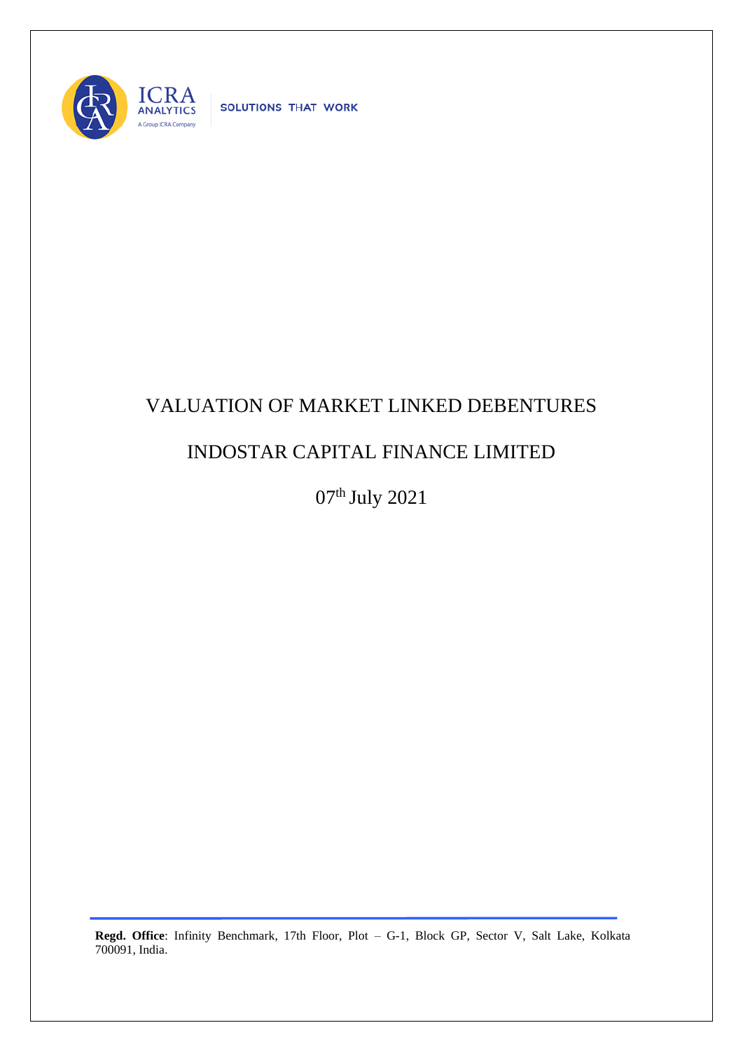ICRA ANALYTICS

A Group ICRA Company

SOLUTIONS THAT WORK

# VALUATION OF MARKET LINKED DEBENTURES

# INDOSTAR CAPITAL FINANCE LIMITED

07th July 2021

**Regd. Office**: Infinity Benchmark, 17th Floor, Plot – G-1, Block GP, Sector V, Salt Lake, Kolkata 700091, India.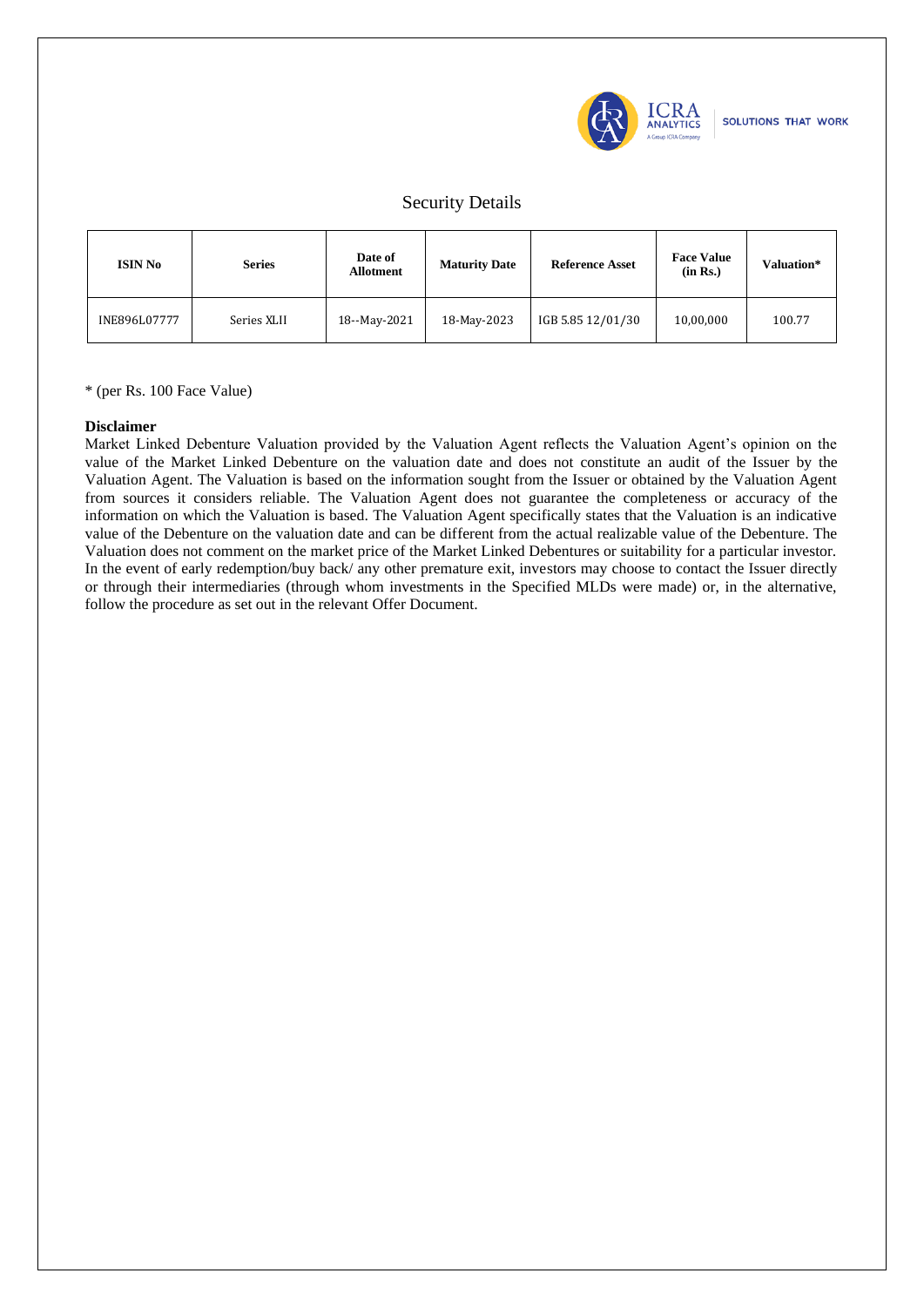## Security Details

| ISIN No | Series | Date of Allotment | Maturity Date | Reference Asset | Face Value (in Rs.) | Valuation* |
|---|---|---|---|---|---|---|
| INE896L07777 | Series XLII | 18--May-2021 | 18-May-2023 | IGB 5.85 12/01/30 | 10,00,000 | 100.77 |

* (per Rs. 100 Face Value)

**Disclaimer**
Market Linked Debenture Valuation provided by the Valuation Agent reflects the Valuation Agent's opinion on the value of the Market Linked Debenture on the valuation date and does not constitute an audit of the Issuer by the Valuation Agent. The Valuation is based on the information sought from the Issuer or obtained by the Valuation Agent from sources it considers reliable. The Valuation Agent does not guarantee the completeness or accuracy of the information on which the Valuation is based. The Valuation Agent specifically states that the Valuation is an indicative value of the Debenture on the valuation date and can be different from the actual realizable value of the Debenture. The Valuation does not comment on the market price of the Market Linked Debentures or suitability for a particular investor. In the event of early redemption/buy back/ any other premature exit, investors may choose to contact the Issuer directly or through their intermediaries (through whom investments in the Specified MLDs were made) or, in the alternative, follow the procedure as set out in the relevant Offer Document.